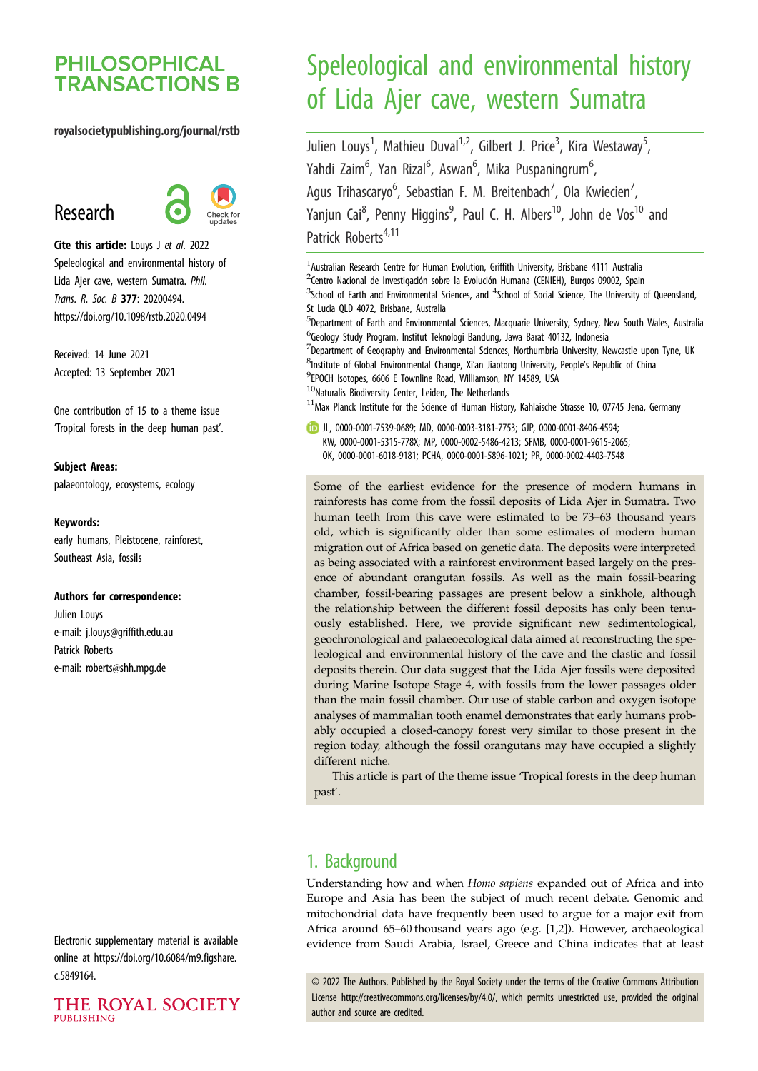# Speleological and environmental history of Lida Ajer cave, western Sumatra

Julien Louys[1], Mathieu Duval[1,2], Gilbert J. Price[3], Kira Westaway[5], Yahdi Zaim[6], Yan Rizal[6], Aswan[6], Mika Puspaningrum[6], Agus Trihascaryo[6], Sebastian F. M. Breitenbach[7], Ola Kwiecien[7], Yanjun Cai[8], Penny Higgins[9], Paul C. H. Albers[10], John de Vos[10] and Patrick Roberts[4,11]

[1]Australian Research Centre for Human Evolution, Griffith University, Brisbane 4111 Australia
[2]Centro Nacional de Investigación sobre la Evolución Humana (CENIEH), Burgos 09002, Spain
[3]School of Earth and Environmental Sciences, and [4]School of Social Science, The University of Queensland, St Lucia QLD 4072, Brisbane, Australia
[5]Department of Earth and Environmental Sciences, Macquarie University, Sydney, New South Wales, Australia
[6]Geology Study Program, Institut Teknologi Bandung, Jawa Barat 40132, Indonesia
[7]Department of Geography and Environmental Sciences, Northumbria University, Newcastle upon Tyne, UK
[8]Institute of Global Environmental Change, Xi'an Jiaotong University, People's Republic of China
[9]EPOCH Isotopes, 6606 E Townline Road, Williamson, NY 14589, USA
[10]Naturalis Biodiversity Center, Leiden, The Netherlands
[11]Max Planck Institute for the Science of Human History, Kahlaische Strasse 10, 07745 Jena, Germany

JL, 0000-0001-7539-0689; MD, 0000-0003-3181-7753; GJP, 0000-0001-8406-4594; KW, 0000-0001-5315-778X; MP, 0000-0002-5486-4213; SFMB, 0000-0001-9615-2065; OK, 0000-0001-6018-9181; PCHA, 0000-0001-5896-1021; PR, 0000-0002-4403-7548

**Research**

**Cite this article:** Louys J *et al.* 2022 Speleological and environmental history of Lida Ajer cave, western Sumatra. *Phil. Trans. R. Soc. B* **377**: 20200494. https://doi.org/10.1098/rstb.2020.0494

Received: 14 June 2021
Accepted: 13 September 2021

One contribution of 15 to a theme issue 'Tropical forests in the deep human past'.

**Subject Areas:**
palaeontology, ecosystems, ecology

**Keywords:**
early humans, Pleistocene, rainforest, Southeast Asia, fossils

**Authors for correspondence:**
Julien Louys
e-mail: j.louys@griffith.edu.au
Patrick Roberts
e-mail: roberts@shh.mpg.de

Electronic supplementary material is available online at https://doi.org/10.6084/m9.figshare.c.5849164.

Some of the earliest evidence for the presence of modern humans in rainforests has come from the fossil deposits of Lida Ajer in Sumatra. Two human teeth from this cave were estimated to be 73–63 thousand years old, which is significantly older than some estimates of modern human migration out of Africa based on genetic data. The deposits were interpreted as being associated with a rainforest environment based largely on the presence of abundant orangutan fossils. As well as the main fossil-bearing chamber, fossil-bearing passages are present below a sinkhole, although the relationship between the different fossil deposits has only been tenuously established. Here, we provide significant new sedimentological, geochronological and palaeoecological data aimed at reconstructing the speleological and environmental history of the cave and the clastic and fossil deposits therein. Our data suggest that the Lida Ajer fossils were deposited during Marine Isotope Stage 4, with fossils from the lower passages older than the main fossil chamber. Our use of stable carbon and oxygen isotope analyses of mammalian tooth enamel demonstrates that early humans probably occupied a closed-canopy forest very similar to those present in the region today, although the fossil orangutans may have occupied a slightly different niche.

This article is part of the theme issue 'Tropical forests in the deep human past'.

## 1. Background

Understanding how and when *Homo sapiens* expanded out of Africa and into Europe and Asia has been the subject of much recent debate. Genomic and mitochondrial data have frequently been used to argue for a major exit from Africa around 65–60 thousand years ago (e.g. [1,2]). However, archaeological evidence from Saudi Arabia, Israel, Greece and China indicates that at least

© 2022 The Authors. Published by the Royal Society under the terms of the Creative Commons Attribution License http://creativecommons.org/licenses/by/4.0/, which permits unrestricted use, provided the original author and source are credited.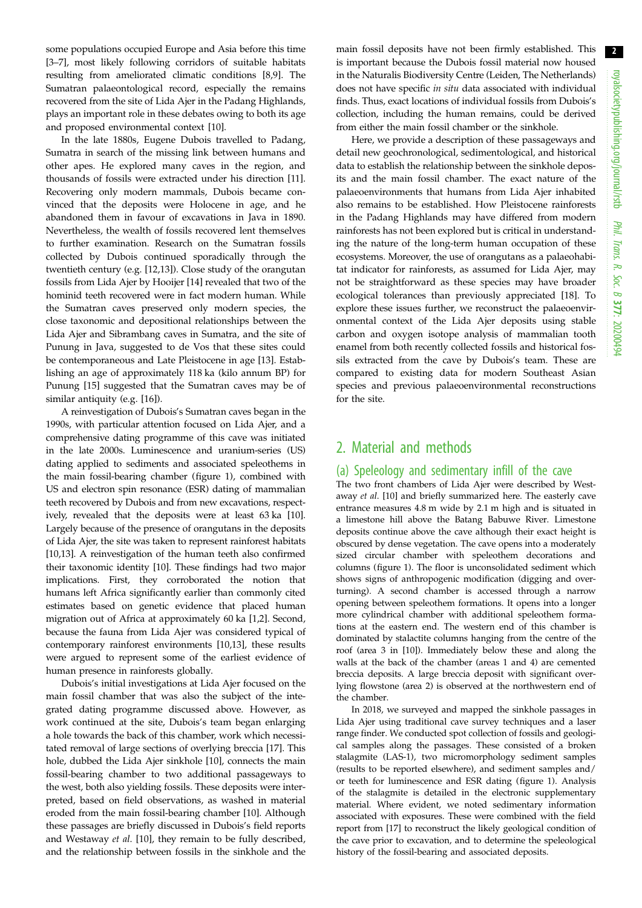some populations occupied Europe and Asia before this time [3–7], most likely following corridors of suitable habitats resulting from ameliorated climatic conditions [8,9]. The Sumatran palaeontological record, especially the remains recovered from the site of Lida Ajer in the Padang Highlands, plays an important role in these debates owing to both its age and proposed environmental context [10].

In the late 1880s, Eugene Dubois travelled to Padang, Sumatra in search of the missing link between humans and other apes. He explored many caves in the region, and thousands of fossils were extracted under his direction [11]. Recovering only modern mammals, Dubois became convinced that the deposits were Holocene in age, and he abandoned them in favour of excavations in Java in 1890. Nevertheless, the wealth of fossils recovered lent themselves to further examination. Research on the Sumatran fossils collected by Dubois continued sporadically through the twentieth century (e.g. [12,13]). Close study of the orangutan fossils from Lida Ajer by Hooijer [14] revealed that two of the hominid teeth recovered were in fact modern human. While the Sumatran caves preserved only modern species, the close taxonomic and depositional relationships between the Lida Ajer and Sibrambang caves in Sumatra, and the site of Punung in Java, suggested to de Vos that these sites could be contemporaneous and Late Pleistocene in age [13]. Establishing an age of approximately 118 ka (kilo annum BP) for Punung [15] suggested that the Sumatran caves may be of similar antiquity (e.g. [16]).

A reinvestigation of Dubois's Sumatran caves began in the 1990s, with particular attention focused on Lida Ajer, and a comprehensive dating programme of this cave was initiated in the late 2000s. Luminescence and uranium-series (US) dating applied to sediments and associated speleothems in the main fossil-bearing chamber (figure 1), combined with US and electron spin resonance (ESR) dating of mammalian teeth recovered by Dubois and from new excavations, respectively, revealed that the deposits were at least 63 ka [10]. Largely because of the presence of orangutans in the deposits of Lida Ajer, the site was taken to represent rainforest habitats [10,13]. A reinvestigation of the human teeth also confirmed their taxonomic identity [10]. These findings had two major implications. First, they corroborated the notion that humans left Africa significantly earlier than commonly cited estimates based on genetic evidence that placed human migration out of Africa at approximately 60 ka [1,2]. Second, because the fauna from Lida Ajer was considered typical of contemporary rainforest environments [10,13], these results were argued to represent some of the earliest evidence of human presence in rainforests globally.

Dubois's initial investigations at Lida Ajer focused on the main fossil chamber that was also the subject of the integrated dating programme discussed above. However, as work continued at the site, Dubois's team began enlarging a hole towards the back of this chamber, work which necessitated removal of large sections of overlying breccia [17]. This hole, dubbed the Lida Ajer sinkhole [10], connects the main fossil-bearing chamber to two additional passageways to the west, both also yielding fossils. These deposits were interpreted, based on field observations, as washed in material eroded from the main fossil-bearing chamber [10]. Although these passages are briefly discussed in Dubois's field reports and Westaway *et al*. [10], they remain to be fully described, and the relationship between fossils in the sinkhole and the main fossil deposits have not been firmly established. This is important because the Dubois fossil material now housed in the Naturalis Biodiversity Centre (Leiden, The Netherlands) does not have specific *in situ* data associated with individual finds. Thus, exact locations of individual fossils from Dubois's collection, including the human remains, could be derived from either the main fossil chamber or the sinkhole.

Here, we provide a description of these passageways and detail new geochronological, sedimentological, and historical data to establish the relationship between the sinkhole deposits and the main fossil chamber. The exact nature of the palaeoenvironments that humans from Lida Ajer inhabited also remains to be established. How Pleistocene rainforests in the Padang Highlands may have differed from modern rainforests has not been explored but is critical in understanding the nature of the long-term human occupation of these ecosystems. Moreover, the use of orangutans as a palaeohabitat indicator for rainforests, as assumed for Lida Ajer, may not be straightforward as these species may have broader ecological tolerances than previously appreciated [18]. To explore these issues further, we reconstruct the palaeoenvironmental context of the Lida Ajer deposits using stable carbon and oxygen isotope analysis of mammalian tooth enamel from both recently collected fossils and historical fossils extracted from the cave by Dubois's team. These are compared to existing data for modern Southeast Asian species and previous palaeoenvironmental reconstructions for the site.

## 2. Material and methods

### (a) Speleology and sedimentary infill of the cave

The two front chambers of Lida Ajer were described by Westaway *et al*. [10] and briefly summarized here. The easterly cave entrance measures 4.8 m wide by 2.1 m high and is situated in a limestone hill above the Batang Babuwe River. Limestone deposits continue above the cave although their exact height is obscured by dense vegetation. The cave opens into a moderately sized circular chamber with speleothem decorations and columns (figure 1). The floor is unconsolidated sediment which shows signs of anthropogenic modification (digging and overturning). A second chamber is accessed through a narrow opening between speleothem formations. It opens into a longer more cylindrical chamber with additional speleothem formations at the eastern end. The western end of this chamber is dominated by stalactite columns hanging from the centre of the roof (area 3 in [10]). Immediately below these and along the walls at the back of the chamber (areas 1 and 4) are cemented breccia deposits. A large breccia deposit with significant overlying flowstone (area 2) is observed at the northwestern end of the chamber.

In 2018, we surveyed and mapped the sinkhole passages in Lida Ajer using traditional cave survey techniques and a laser range finder. We conducted spot collection of fossils and geological samples along the passages. These consisted of a broken stalagmite (LAS-1), two micromorphology sediment samples (results to be reported elsewhere), and sediment samples and/or teeth for luminescence and ESR dating (figure 1). Analysis of the stalagmite is detailed in the electronic supplementary material. Where evident, we noted sedimentary information associated with exposures. These were combined with the field report from [17] to reconstruct the likely geological condition of the cave prior to excavation, and to determine the speleological history of the fossil-bearing and associated deposits.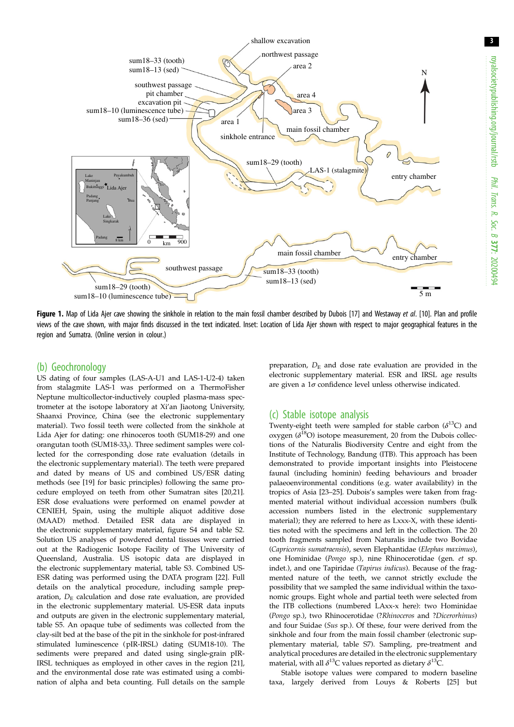**Figure 1.** Map of Lida Ajer cave showing the sinkhole in relation to the main fossil chamber described by Dubois [17] and Westaway *et al*. [10]. Plan and profile views of the cave shown, with major finds discussed in the text indicated. Inset: Location of Lida Ajer shown with respect to major geographical features in the region and Sumatra. (Online version in colour.)

## (b) Geochronology

US dating of four samples (LAS-A-U1 and LAS-1-U2-4) taken from stalagmite LAS-1 was performed on a ThermoFisher Neptune multicollector-inductively coupled plasma-mass spectrometer at the isotope laboratory at Xi'an Jiaotong University, Shaanxi Province, China (see the electronic supplementary material). Two fossil teeth were collected from the sinkhole at Lida Ajer for dating: one rhinoceros tooth (SUM18-29) and one orangutan tooth ($SUM18\text{-}33_t$). Three sediment samples were collected for the corresponding dose rate evaluation (details in the electronic supplementary material). The teeth were prepared and dated by means of US and combined US/ESR dating methods (see [19] for basic principles) following the same procedure employed on teeth from other Sumatran sites [20,21]. ESR dose evaluations were performed on enamel powder at CENIEH, Spain, using the multiple aliquot additive dose (MAAD) method. Detailed ESR data are displayed in the electronic supplementary material, figure S4 and table S2. Solution US analyses of powdered dental tissues were carried out at the Radiogenic Isotope Facility of The University of Queensland, Australia. US isotopic data are displayed in the electronic supplementary material, table S3. Combined US-ESR dating was performed using the DATA program [22]. Full details on the analytical procedure, including sample preparation, $D_E$ calculation and dose rate evaluation, are provided in the electronic supplementary material. US-ESR data inputs and outputs are given in the electronic supplementary material, table S5. An opaque tube of sediments was collected from the clay-silt bed at the base of the pit in the sinkhole for post-infrared stimulated luminescence (pIR-IRSL) dating (SUM18-10). The sediments were prepared and dated using single-grain pIR-IRSL techniques as employed in other caves in the region [21], and the environmental dose rate was estimated using a combination of alpha and beta counting. Full details on the sample preparation, $D_E$ and dose rate evaluation are provided in the electronic supplementary material. ESR and IRSL age results are given a 1$\sigma$ confidence level unless otherwise indicated.

## (c) Stable isotope analysis

Twenty-eight teeth were sampled for stable carbon ($\delta^{13}C$) and oxygen ($\delta^{18}O$) isotope measurement, 20 from the Dubois collections of the Naturalis Biodiversity Centre and eight from the Institute of Technology, Bandung (ITB). This approach has been demonstrated to provide important insights into Pleistocene faunal (including hominin) feeding behaviours and broader palaeoenvironmental conditions (e.g. water availability) in the tropics of Asia [23–25]. Dubois's samples were taken from fragmented material without individual accession numbers (bulk accession numbers listed in the electronic supplementary material); they are referred to here as Lxxx-X, with these identities noted with the specimens and left in the collection. The 20 tooth fragments sampled from Naturalis include two Bovidae (*Capricornis sumatraensis*), seven Elephantidae (*Elephas maximus*), one Hominidae (*Pongo* sp.), nine Rhinocerotidae (gen. *et* sp. indet.), and one Tapiridae (*Tapirus indicus*). Because of the fragmented nature of the teeth, we cannot strictly exclude the possibility that we sampled the same individual within the taxonomic groups. Eight whole and partial teeth were selected from the ITB collections (numbered LAxx-x here): two Hominidae (*Pongo* sp.), two Rhinocerotidae (?*Rhinoceros* and ?*Dicerorhinus*) and four Suidae (*Sus* sp.). Of these, four were derived from the sinkhole and four from the main fossil chamber (electronic supplementary material, table S7). Sampling, pre-treatment and analytical procedures are detailed in the electronic supplementary material, with all $\delta^{13}C$ values reported as dietary $\delta^{13}C$.

Stable isotope values were compared to modern baseline taxa, largely derived from Louys & Roberts [25] but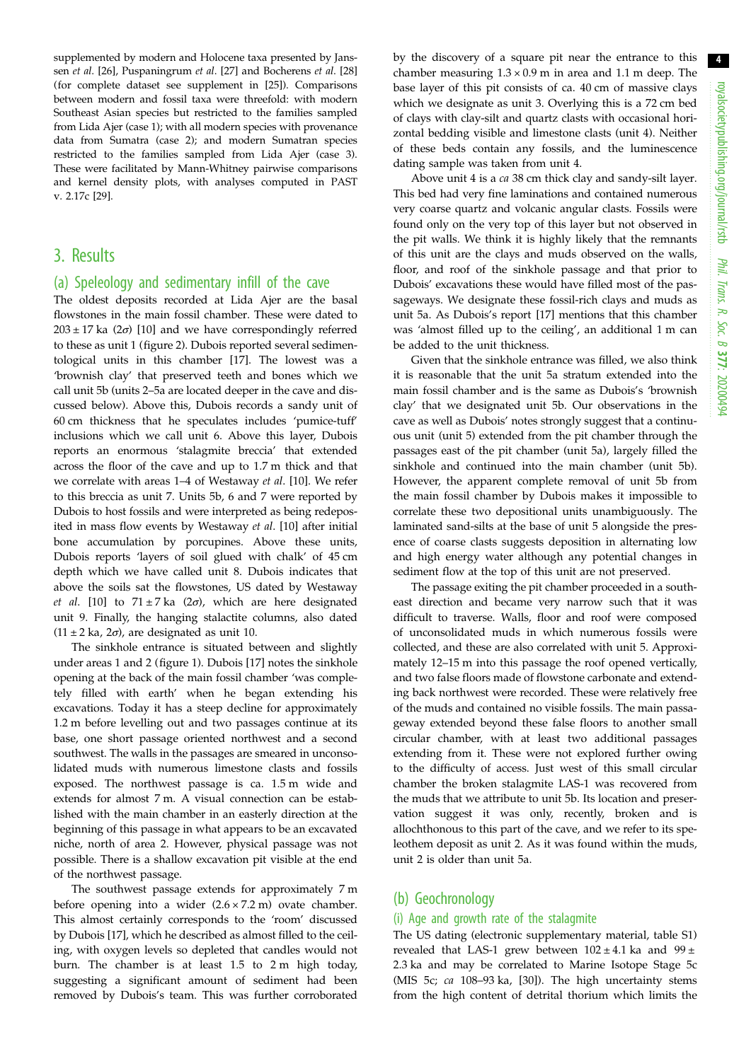supplemented by modern and Holocene taxa presented by Janssen *et al*. [26], Puspaningrum *et al*. [27] and Bocherens *et al*. [28] (for complete dataset see supplement in [25]). Comparisons between modern and fossil taxa were threefold: with modern Southeast Asian species but restricted to the families sampled from Lida Ajer (case 1); with all modern species with provenance data from Sumatra (case 2); and modern Sumatran species restricted to the families sampled from Lida Ajer (case 3). These were facilitated by Mann-Whitney pairwise comparisons and kernel density plots, with analyses computed in PAST v. 2.17c [29].

## 3. Results

### (a) Speleology and sedimentary infill of the cave

The oldest deposits recorded at Lida Ajer are the basal flowstones in the main fossil chamber. These were dated to $203 \pm 17$ ka ($2\sigma$) [10] and we have correspondingly referred to these as unit 1 (figure 2). Dubois reported several sedimentological units in this chamber [17]. The lowest was a 'brownish clay' that preserved teeth and bones which we call unit 5b (units 2–5a are located deeper in the cave and discussed below). Above this, Dubois records a sandy unit of 60 cm thickness that he speculates includes 'pumice-tuff' inclusions which we call unit 6. Above this layer, Dubois reports an enormous 'stalagmite breccia' that extended across the floor of the cave and up to 1.7 m thick and that we correlate with areas 1–4 of Westaway *et al*. [10]. We refer to this breccia as unit 7. Units 5b, 6 and 7 were reported by Dubois to host fossils and were interpreted as being redeposited in mass flow events by Westaway *et al*. [10] after initial bone accumulation by porcupines. Above these units, Dubois reports 'layers of soil glued with chalk' of 45 cm depth which we have called unit 8. Dubois indicates that above the soils sat the flowstones, US dated by Westaway *et al*. [10] to $71 \pm 7$ ka ($2\sigma$), which are here designated unit 9. Finally, the hanging stalactite columns, also dated ($11 \pm 2$ ka, $2\sigma$), are designated as unit 10.

The sinkhole entrance is situated between and slightly under areas 1 and 2 (figure 1). Dubois [17] notes the sinkhole opening at the back of the main fossil chamber 'was completely filled with earth' when he began extending his excavations. Today it has a steep decline for approximately 1.2 m before levelling out and two passages continue at its base, one short passage oriented northwest and a second southwest. The walls in the passages are smeared in unconsolidated muds with numerous limestone clasts and fossils exposed. The northwest passage is ca. 1.5 m wide and extends for almost 7 m. A visual connection can be established with the main chamber in an easterly direction at the beginning of this passage in what appears to be an excavated niche, north of area 2. However, physical passage was not possible. There is a shallow excavation pit visible at the end of the northwest passage.

The southwest passage extends for approximately 7 m before opening into a wider ($2.6 \times 7.2$ m) ovate chamber. This almost certainly corresponds to the 'room' discussed by Dubois [17], which he described as almost filled to the ceiling, with oxygen levels so depleted that candles would not burn. The chamber is at least 1.5 to 2 m high today, suggesting a significant amount of sediment had been removed by Dubois's team. This was further corroborated by the discovery of a square pit near the entrance to this chamber measuring $1.3 \times 0.9$ m in area and 1.1 m deep. The base layer of this pit consists of ca. 40 cm of massive clays which we designate as unit 3. Overlying this is a 72 cm bed of clays with clay-silt and quartz clasts with occasional horizontal bedding visible and limestone clasts (unit 4). Neither of these beds contain any fossils, and the luminescence dating sample was taken from unit 4.

Above unit 4 is a *ca* 38 cm thick clay and sandy-silt layer. This bed had very fine laminations and contained numerous very coarse quartz and volcanic angular clasts. Fossils were found only on the very top of this layer but not observed in the pit walls. We think it is highly likely that the remnants of this unit are the clays and muds observed on the walls, floor, and roof of the sinkhole passage and that prior to Dubois' excavations these would have filled most of the passageways. We designate these fossil-rich clays and muds as unit 5a. As Dubois's report [17] mentions that this chamber was 'almost filled up to the ceiling', an additional 1 m can be added to the unit thickness.

Given that the sinkhole entrance was filled, we also think it is reasonable that the unit 5a stratum extended into the main fossil chamber and is the same as Dubois's 'brownish clay' that we designated unit 5b. Our observations in the cave as well as Dubois' notes strongly suggest that a continuous unit (unit 5) extended from the pit chamber through the passages east of the pit chamber (unit 5a), largely filled the sinkhole and continued into the main chamber (unit 5b). However, the apparent complete removal of unit 5b from the main fossil chamber by Dubois makes it impossible to correlate these two depositional units unambiguously. The laminated sand-silts at the base of unit 5 alongside the presence of coarse clasts suggests deposition in alternating low and high energy water although any potential changes in sediment flow at the top of this unit are not preserved.

The passage exiting the pit chamber proceeded in a southeast direction and became very narrow such that it was difficult to traverse. Walls, floor and roof were composed of unconsolidated muds in which numerous fossils were collected, and these are also correlated with unit 5. Approximately 12–15 m into this passage the roof opened vertically, and two false floors made of flowstone carbonate and extending back northwest were recorded. These were relatively free of the muds and contained no visible fossils. The main passageway extended beyond these false floors to another small circular chamber, with at least two additional passages extending from it. These were not explored further owing to the difficulty of access. Just west of this small circular chamber the broken stalagmite LAS-1 was recovered from the muds that we attribute to unit 5b. Its location and preservation suggest it was only, recently, broken and is allochthonous to this part of the cave, and we refer to its speleothem deposit as unit 2. As it was found within the muds, unit 2 is older than unit 5a.

### (b) Geochronology

#### (i) Age and growth rate of the stalagmite

The US dating (electronic supplementary material, table S1) revealed that LAS-1 grew between $102 \pm 4.1$ ka and $99 \pm 2.3$ ka and may be correlated to Marine Isotope Stage 5c (MIS 5c; *ca* 108–93 ka, [30]). The high uncertainty stems from the high content of detrital thorium which limits the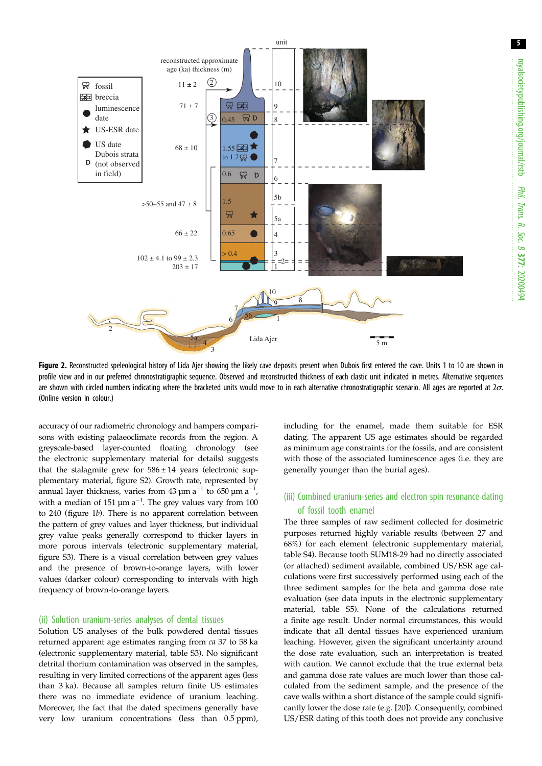**Figure 2.** Reconstructed speleological history of Lida Ajer showing the likely cave deposits present when Dubois first entered the cave. Units 1 to 10 are shown in profile view and in our preferred chronostratigraphic sequence. Observed and reconstructed thickness of each clastic unit indicated in metres. Alternative sequences are shown with circled numbers indicating where the bracketed units would move to in each alternative chronostratigraphic scenario. All ages are reported at 2$\sigma$. (Online version in colour.)

accuracy of our radiometric chronology and hampers comparisons with existing palaeoclimate records from the region. A greyscale-based layer-counted floating chronology (see the electronic supplementary material for details) suggests that the stalagmite grew for $586 \pm 14$ years (electronic supplementary material, figure S2). Growth rate, represented by annual layer thickness, varies from 43 $\mu$m a$^{-1}$ to 650 $\mu$m a$^{-1}$, with a median of 151 $\mu$m a$^{-1}$. The grey values vary from 100 to 240 (figure 1*b*). There is no apparent correlation between the pattern of grey values and layer thickness, but individual grey value peaks generally correspond to thicker layers in more porous intervals (electronic supplementary material, figure S3). There is a visual correlation between grey values and the presence of brown-to-orange layers, with lower values (darker colour) corresponding to intervals with high frequency of brown-to-orange layers.

### (ii) Solution uranium-series analyses of dental tissues

Solution US analyses of the bulk powdered dental tissues returned apparent age estimates ranging from *ca* 37 to 58 ka (electronic supplementary material, table S3). No significant detrital thorium contamination was observed in the samples, resulting in very limited corrections of the apparent ages (less than 3 ka). Because all samples return finite US estimates there was no immediate evidence of uranium leaching. Moreover, the fact that the dated specimens generally have very low uranium concentrations (less than 0.5 ppm), including for the enamel, made them suitable for ESR dating. The apparent US age estimates should be regarded as minimum age constraints for the fossils, and are consistent with those of the associated luminescence ages (i.e. they are generally younger than the burial ages).

### (iii) Combined uranium-series and electron spin resonance dating of fossil tooth enamel

The three samples of raw sediment collected for dosimetric purposes returned highly variable results (between 27 and 68%) for each element (electronic supplementary material, table S4). Because tooth SUM18-29 had no directly associated (or attached) sediment available, combined US/ESR age calculations were first successively performed using each of the three sediment samples for the beta and gamma dose rate evaluation (see data inputs in the electronic supplementary material, table S5). None of the calculations returned a finite age result. Under normal circumstances, this would indicate that all dental tissues have experienced uranium leaching. However, given the significant uncertainty around the dose rate evaluation, such an interpretation is treated with caution. We cannot exclude that the true external beta and gamma dose rate values are much lower than those calculated from the sediment sample, and the presence of the cave walls within a short distance of the sample could significantly lower the dose rate (e.g. [20]). Consequently, combined US/ESR dating of this tooth does not provide any conclusive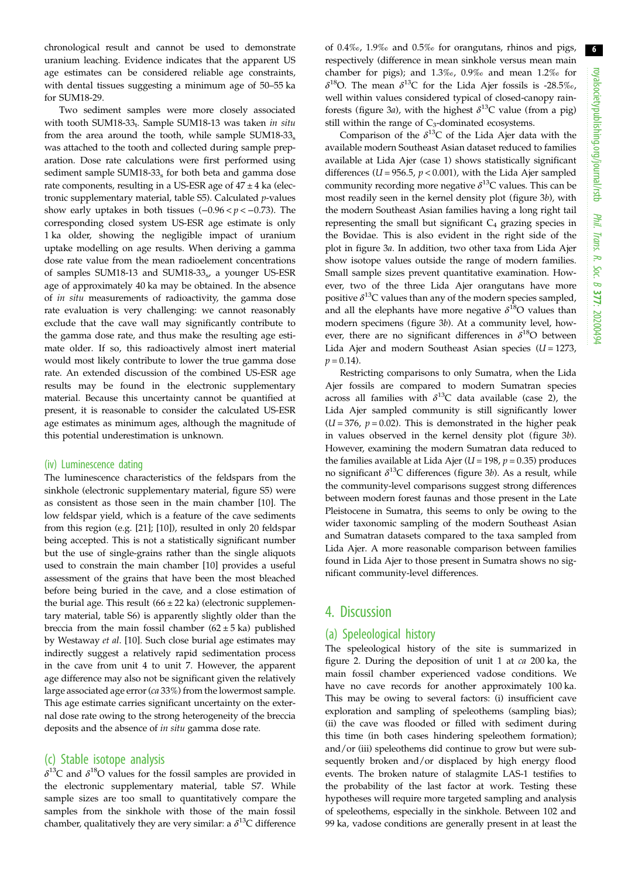chronological result and cannot be used to demonstrate uranium leaching. Evidence indicates that the apparent US age estimates can be considered reliable age constraints, with dental tissues suggesting a minimum age of 50–55 ka for SUM18-29.

Two sediment samples were more closely associated with tooth SUM18-$33_t$. Sample SUM18-13 was taken *in situ* from the area around the tooth, while sample SUM18-$33_s$ was attached to the tooth and collected during sample preparation. Dose rate calculations were first performed using sediment sample SUM18-$33_s$ for both beta and gamma dose rate components, resulting in a US-ESR age of 47 ± 4 ka (electronic supplementary material, table S5). Calculated *p*-values show early uptakes in both tissues ($-0.96 < p < -0.73$). The corresponding closed system US-ESR age estimate is only 1 ka older, showing the negligible impact of uranium uptake modelling on age results. When deriving a gamma dose rate value from the mean radioelement concentrations of samples SUM18-13 and SUM18-$33_s$, a younger US-ESR age of approximately 40 ka may be obtained. In the absence of *in situ* measurements of radioactivity, the gamma dose rate evaluation is very challenging: we cannot reasonably exclude that the cave wall may significantly contribute to the gamma dose rate, and thus make the resulting age estimate older. If so, this radioactively almost inert material would most likely contribute to lower the true gamma dose rate. An extended discussion of the combined US-ESR age results may be found in the electronic supplementary material. Because this uncertainty cannot be quantified at present, it is reasonable to consider the calculated US-ESR age estimates as minimum ages, although the magnitude of this potential underestimation is unknown.

### (iv) Luminescence dating

The luminescence characteristics of the feldspars from the sinkhole (electronic supplementary material, figure S5) were as consistent as those seen in the main chamber [10]. The low feldspar yield, which is a feature of the cave sediments from this region (e.g. [21]; [10]), resulted in only 20 feldspar being accepted. This is not a statistically significant number but the use of single-grains rather than the single aliquots used to constrain the main chamber [10] provides a useful assessment of the grains that have been the most bleached before being buried in the cave, and a close estimation of the burial age. This result (66 ± 22 ka) (electronic supplementary material, table S6) is apparently slightly older than the breccia from the main fossil chamber (62 ± 5 ka) published by Westaway *et al*. [10]. Such close burial age estimates may indirectly suggest a relatively rapid sedimentation process in the cave from unit 4 to unit 7. However, the apparent age difference may also not be significant given the relatively large associated age error (*ca* 33%) from the lowermost sample. This age estimate carries significant uncertainty on the external dose rate owing to the strong heterogeneity of the breccia deposits and the absence of *in situ* gamma dose rate.

## (c) Stable isotope analysis

$\delta^{13}C$ and $\delta^{18}O$ values for the fossil samples are provided in the electronic supplementary material, table S7. While sample sizes are too small to quantitatively compare the samples from the sinkhole with those of the main fossil chamber, qualitatively they are very similar: a $\delta^{13}C$ difference of 0.4‰, 1.9‰ and 0.5‰ for orangutans, rhinos and pigs, respectively (difference in mean sinkhole versus mean main chamber for pigs); and 1.3‰, 0.9‰ and mean 1.2‰ for $\delta^{18}O$. The mean $\delta^{13}C$ for the Lida Ajer fossils is -28.5‰, well within values considered typical of closed-canopy rainforests (figure 3*a*), with the highest $\delta^{13}C$ value (from a pig) still within the range of $C_3$-dominated ecosystems.

Comparison of the $\delta^{13}C$ of the Lida Ajer data with the available modern Southeast Asian dataset reduced to families available at Lida Ajer (case 1) shows statistically significant differences ($U = 956.5$, $p < 0.001$), with the Lida Ajer sampled community recording more negative $\delta^{13}C$ values. This can be most readily seen in the kernel density plot (figure 3*b*), with the modern Southeast Asian families having a long right tail representing the small but significant $C_4$ grazing species in the Bovidae. This is also evident in the right side of the plot in figure 3*a*. In addition, two other taxa from Lida Ajer show isotope values outside the range of modern families. Small sample sizes prevent quantitative examination. However, two of the three Lida Ajer orangutans have more positive $\delta^{13}C$ values than any of the modern species sampled, and all the elephants have more negative $\delta^{18}O$ values than modern specimens (figure 3*b*). At a community level, however, there are no significant differences in $\delta^{18}O$ between Lida Ajer and modern Southeast Asian species ($U = 1273$, $p = 0.14$).

Restricting comparisons to only Sumatra, when the Lida Ajer fossils are compared to modern Sumatran species across all families with $\delta^{13}C$ data available (case 2), the Lida Ajer sampled community is still significantly lower ($U = 376$, $p = 0.02$). This is demonstrated in the higher peak in values observed in the kernel density plot (figure 3*b*). However, examining the modern Sumatran data reduced to the families available at Lida Ajer ($U = 198$, $p = 0.35$) produces no significant $\delta^{13}C$ differences (figure 3*b*). As a result, while the community-level comparisons suggest strong differences between modern forest faunas and those present in the Late Pleistocene in Sumatra, this seems to only be owing to the wider taxonomic sampling of the modern Southeast Asian and Sumatran datasets compared to the taxa sampled from Lida Ajer. A more reasonable comparison between families found in Lida Ajer to those present in Sumatra shows no significant community-level differences.

# 4. Discussion

## (a) Speleological history

The speleological history of the site is summarized in figure 2. During the deposition of unit 1 at *ca* 200 ka, the main fossil chamber experienced vadose conditions. We have no cave records for another approximately 100 ka. This may be owing to several factors: (i) insufficient cave exploration and sampling of speleothems (sampling bias); (ii) the cave was flooded or filled with sediment during this time (in both cases hindering speleothem formation); and/or (iii) speleothems did continue to grow but were subsequently broken and/or displaced by high energy flood events. The broken nature of stalagmite LAS-1 testifies to the probability of the last factor at work. Testing these hypotheses will require more targeted sampling and analysis of speleothems, especially in the sinkhole. Between 102 and 99 ka, vadose conditions are generally present in at least the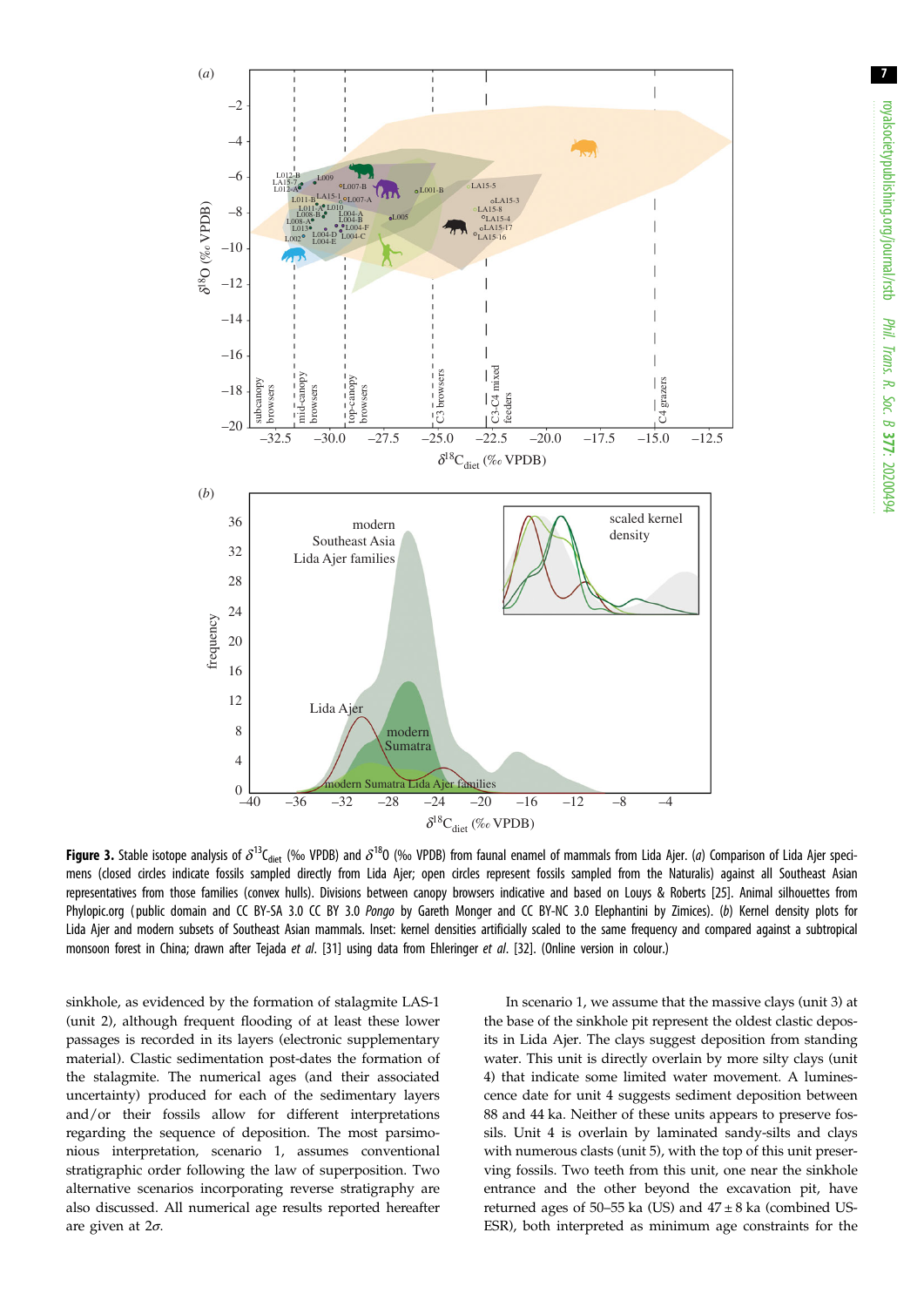**Figure 3.** Stable isotope analysis of $\delta^{13}C_{diet}$ (‰ VPDB) and $\delta^{18}O$ (‰ VPDB) from faunal enamel of mammals from Lida Ajer. (*a*) Comparison of Lida Ajer specimens (closed circles indicate fossils sampled directly from Lida Ajer; open circles represent fossils sampled from the Naturalis) against all Southeast Asian representatives from those families (convex hulls). Divisions between canopy browsers indicative and based on Louys & Roberts [25]. Animal silhouettes from Phylopic.org (public domain and CC BY-SA 3.0 CC BY 3.0 *Pongo* by Gareth Monger and CC BY-NC 3.0 Elephantini by Zimices). (*b*) Kernel density plots for Lida Ajer and modern subsets of Southeast Asian mammals. Inset: kernel densities artificially scaled to the same frequency and compared against a subtropical monsoon forest in China; drawn after Tejada *et al*. [31] using data from Ehleringer *et al*. [32]. (Online version in colour.)

sinkhole, as evidenced by the formation of stalagmite LAS-1 (unit 2), although frequent flooding of at least these lower passages is recorded in its layers (electronic supplementary material). Clastic sedimentation post-dates the formation of the stalagmite. The numerical ages (and their associated uncertainty) produced for each of the sedimentary layers and/or their fossils allow for different interpretations regarding the sequence of deposition. The most parsimonious interpretation, scenario 1, assumes conventional stratigraphic order following the law of superposition. Two alternative scenarios incorporating reverse stratigraphy are also discussed. All numerical age results reported hereafter are given at 2σ.

In scenario 1, we assume that the massive clays (unit 3) at the base of the sinkhole pit represent the oldest clastic deposits in Lida Ajer. The clays suggest deposition from standing water. This unit is directly overlain by more silty clays (unit 4) that indicate some limited water movement. A luminescence date for unit 4 suggests sediment deposition between 88 and 44 ka. Neither of these units appears to preserve fossils. Unit 4 is overlain by laminated sandy-silts and clays with numerous clasts (unit 5), with the top of this unit preserving fossils. Two teeth from this unit, one near the sinkhole entrance and the other beyond the excavation pit, have returned ages of 50–55 ka (US) and 47 ± 8 ka (combined US-ESR), both interpreted as minimum age constraints for the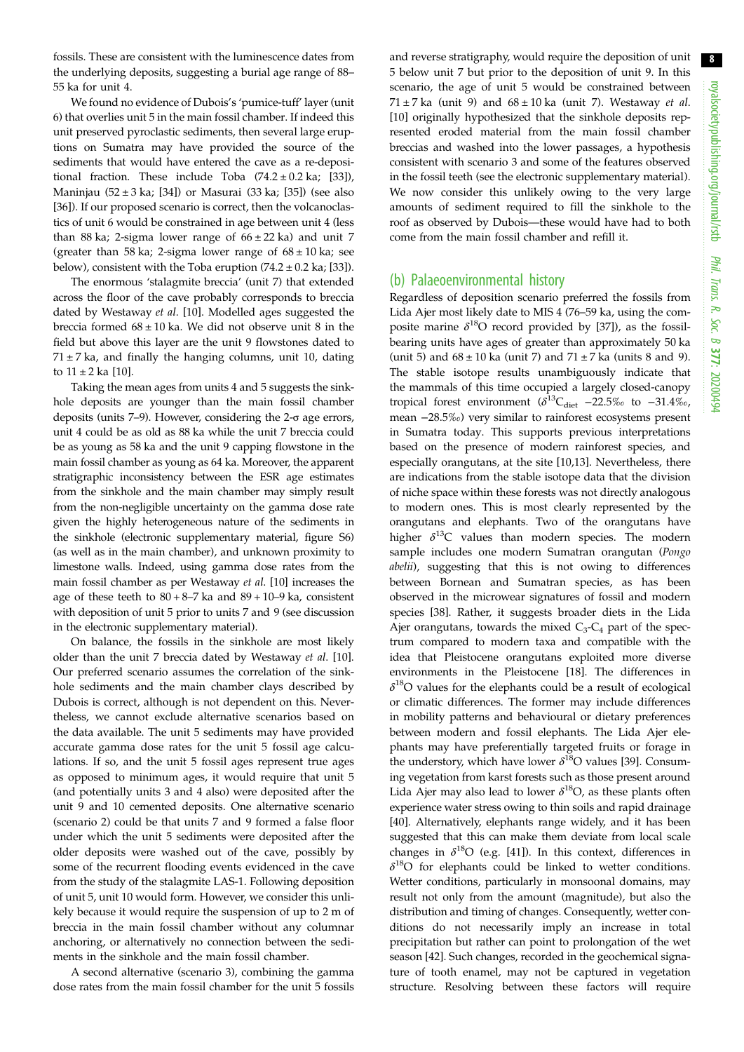fossils. These are consistent with the luminescence dates from the underlying deposits, suggesting a burial age range of 88–55 ka for unit 4.

We found no evidence of Dubois's 'pumice-tuff' layer (unit 6) that overlies unit 5 in the main fossil chamber. If indeed this unit preserved pyroclastic sediments, then several large eruptions on Sumatra may have provided the source of the sediments that would have entered the cave as a re-depositional fraction. These include Toba ($74.2 \pm 0.2$ ka; [33]), Maninjau ($52 \pm 3$ ka; [34]) or Masurai (33 ka; [35]) (see also [36]). If our proposed scenario is correct, then the volcanoclastics of unit 6 would be constrained in age between unit 4 (less than 88 ka; 2-sigma lower range of $66 \pm 22$ ka) and unit 7 (greater than 58 ka; 2-sigma lower range of $68 \pm 10$ ka; see below), consistent with the Toba eruption ($74.2 \pm 0.2$ ka; [33]).

The enormous 'stalagmite breccia' (unit 7) that extended across the floor of the cave probably corresponds to breccia dated by Westaway *et al*. [10]. Modelled ages suggested the breccia formed $68 \pm 10$ ka. We did not observe unit 8 in the field but above this layer are the unit 9 flowstones dated to $71 \pm 7$ ka, and finally the hanging columns, unit 10, dating to $11 \pm 2$ ka [10].

Taking the mean ages from units 4 and 5 suggests the sinkhole deposits are younger than the main fossil chamber deposits (units 7–9). However, considering the 2-σ age errors, unit 4 could be as old as 88 ka while the unit 7 breccia could be as young as 58 ka and the unit 9 capping flowstone in the main fossil chamber as young as 64 ka. Moreover, the apparent stratigraphic inconsistency between the ESR age estimates from the sinkhole and the main chamber may simply result from the non-negligible uncertainty on the gamma dose rate given the highly heterogeneous nature of the sediments in the sinkhole (electronic supplementary material, figure S6) (as well as in the main chamber), and unknown proximity to limestone walls. Indeed, using gamma dose rates from the main fossil chamber as per Westaway *et al*. [10] increases the age of these teeth to $80 + 8–7$ ka and $89 + 10–9$ ka, consistent with deposition of unit 5 prior to units 7 and 9 (see discussion in the electronic supplementary material).

On balance, the fossils in the sinkhole are most likely older than the unit 7 breccia dated by Westaway *et al*. [10]. Our preferred scenario assumes the correlation of the sinkhole sediments and the main chamber clays described by Dubois is correct, although is not dependent on this. Nevertheless, we cannot exclude alternative scenarios based on the data available. The unit 5 sediments may have provided accurate gamma dose rates for the unit 5 fossil age calculations. If so, and the unit 5 fossil ages represent true ages as opposed to minimum ages, it would require that unit 5 (and potentially units 3 and 4 also) were deposited after the unit 9 and 10 cemented deposits. One alternative scenario (scenario 2) could be that units 7 and 9 formed a false floor under which the unit 5 sediments were deposited after the older deposits were washed out of the cave, possibly by some of the recurrent flooding events evidenced in the cave from the study of the stalagmite LAS-1. Following deposition of unit 5, unit 10 would form. However, we consider this unlikely because it would require the suspension of up to 2 m of breccia in the main fossil chamber without any columnar anchoring, or alternatively no connection between the sediments in the sinkhole and the main fossil chamber.

A second alternative (scenario 3), combining the gamma dose rates from the main fossil chamber for the unit 5 fossils and reverse stratigraphy, would require the deposition of unit 5 below unit 7 but prior to the deposition of unit 9. In this scenario, the age of unit 5 would be constrained between $71 \pm 7$ ka (unit 9) and $68 \pm 10$ ka (unit 7). Westaway *et al*. [10] originally hypothesized that the sinkhole deposits represented eroded material from the main fossil chamber breccias and washed into the lower passages, a hypothesis consistent with scenario 3 and some of the features observed in the fossil teeth (see the electronic supplementary material). We now consider this unlikely owing to the very large amounts of sediment required to fill the sinkhole to the roof as observed by Dubois—these would have had to both come from the main fossil chamber and refill it.

## (b) Palaeoenvironmental history

Regardless of deposition scenario preferred the fossils from Lida Ajer most likely date to MIS 4 (76–59 ka, using the composite marine $\delta^{18}$O record provided by [37]), as the fossil-bearing units have ages of greater than approximately 50 ka (unit 5) and $68 \pm 10$ ka (unit 7) and $71 \pm 7$ ka (units 8 and 9). The stable isotope results unambiguously indicate that the mammals of this time occupied a largely closed-canopy tropical forest environment ($\delta^{13}C_{diet}$ −22.5‰ to −31.4‰, mean −28.5‰) very similar to rainforest ecosystems present in Sumatra today. This supports previous interpretations based on the presence of modern rainforest species, and especially orangutans, at the site [10,13]. Nevertheless, there are indications from the stable isotope data that the division of niche space within these forests was not directly analogous to modern ones. This is most clearly represented by the orangutans and elephants. Two of the orangutans have higher $\delta^{13}$C values than modern species. The modern sample includes one modern Sumatran orangutan (*Pongo abelii*), suggesting that this is not owing to differences between Bornean and Sumatran species, as has been observed in the microwear signatures of fossil and modern species [38]. Rather, it suggests broader diets in the Lida Ajer orangutans, towards the mixed $C_3$-$C_4$ part of the spectrum compared to modern taxa and compatible with the idea that Pleistocene orangutans exploited more diverse environments in the Pleistocene [18]. The differences in $\delta^{18}$O values for the elephants could be a result of ecological or climatic differences. The former may include differences in mobility patterns and behavioural or dietary preferences between modern and fossil elephants. The Lida Ajer elephants may have preferentially targeted fruits or forage in the understory, which have lower $\delta^{18}$O values [39]. Consuming vegetation from karst forests such as those present around Lida Ajer may also lead to lower $\delta^{18}$O, as these plants often experience water stress owing to thin soils and rapid drainage [40]. Alternatively, elephants range widely, and it has been suggested that this can make them deviate from local scale changes in $\delta^{18}$O (e.g. [41]). In this context, differences in $\delta^{18}$O for elephants could be linked to wetter conditions. Wetter conditions, particularly in monsoonal domains, may result not only from the amount (magnitude), but also the distribution and timing of changes. Consequently, wetter conditions do not necessarily imply an increase in total precipitation but rather can point to prolongation of the wet season [42]. Such changes, recorded in the geochemical signature of tooth enamel, may not be captured in vegetation structure. Resolving between these factors will require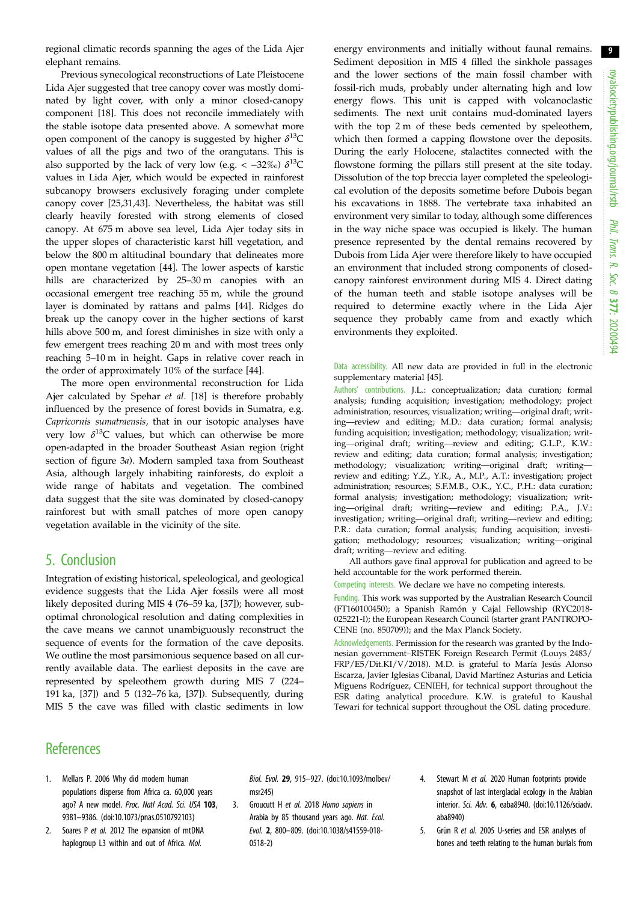regional climatic records spanning the ages of the Lida Ajer elephant remains.

Previous synecological reconstructions of Late Pleistocene Lida Ajer suggested that tree canopy cover was mostly dominated by light cover, with only a minor closed-canopy component [18]. This does not reconcile immediately with the stable isotope data presented above. A somewhat more open component of the canopy is suggested by higher $\delta^{13}$C values of all the pigs and two of the orangutans. This is also supported by the lack of very low (e.g. < −32‰) $\delta^{13}$C values in Lida Ajer, which would be expected in rainforest subcanopy browsers exclusively foraging under complete canopy cover [25,31,43]. Nevertheless, the habitat was still clearly heavily forested with strong elements of closed canopy. At 675 m above sea level, Lida Ajer today sits in the upper slopes of characteristic karst hill vegetation, and below the 800 m altitudinal boundary that delineates more open montane vegetation [44]. The lower aspects of karstic hills are characterized by 25–30 m canopies with an occasional emergent tree reaching 55 m, while the ground layer is dominated by rattans and palms [44]. Ridges do break up the canopy cover in the higher sections of karst hills above 500 m, and forest diminishes in size with only a few emergent trees reaching 20 m and with most trees only reaching 5–10 m in height. Gaps in relative cover reach in the order of approximately 10% of the surface [44].

The more open environmental reconstruction for Lida Ajer calculated by Spehar *et al.* [18] is therefore probably influenced by the presence of forest bovids in Sumatra, e.g. *Capricornis sumatraensis*, that in our isotopic analyses have very low $\delta^{13}$C values, but which can otherwise be more open-adapted in the broader Southeast Asian region (right section of figure 3*a*). Modern sampled taxa from Southeast Asia, although largely inhabiting rainforests, do exploit a wide range of habitats and vegetation. The combined data suggest that the site was dominated by closed-canopy rainforest but with small patches of more open canopy vegetation available in the vicinity of the site.

## 5. Conclusion

Integration of existing historical, speleological, and geological evidence suggests that the Lida Ajer fossils were all most likely deposited during MIS 4 (76–59 ka, [37]); however, sub-optimal chronological resolution and dating complexities in the cave means we cannot unambiguously reconstruct the sequence of events for the formation of the cave deposits. We outline the most parsimonious sequence based on all currently available data. The earliest deposits in the cave are represented by speleothem growth during MIS 7 (224–191 ka, [37]) and 5 (132–76 ka, [37]). Subsequently, during MIS 5 the cave was filled with clastic sediments in low energy environments and initially without faunal remains. Sediment deposition in MIS 4 filled the sinkhole passages and the lower sections of the main fossil chamber with fossil-rich muds, probably under alternating high and low energy flows. This unit is capped with volcanoclastic sediments. The next unit contains mud-dominated layers with the top 2 m of these beds cemented by speleothem, which then formed a capping flowstone over the deposits. During the early Holocene, stalactites connected with the flowstone forming the pillars still present at the site today. Dissolution of the top breccia layer completed the speleological evolution of the deposits sometime before Dubois began his excavations in 1888. The vertebrate taxa inhabited an environment very similar to today, although some differences in the way niche space was occupied is likely. The human presence represented by the dental remains recovered by Dubois from Lida Ajer were therefore likely to have occupied an environment that included strong components of closed-canopy rainforest environment during MIS 4. Direct dating of the human teeth and stable isotope analyses will be required to determine exactly where in the Lida Ajer sequence they probably came from and exactly which environments they exploited.

Data accessibility. All new data are provided in full in the electronic supplementary material [45].

Authors' contributions. J.L.: conceptualization; data curation; formal analysis; funding acquisition; investigation; methodology; project administration; resources; visualization; writing—original draft; writing—review and editing; M.D.: data curation; formal analysis; funding acquisition; investigation; methodology; visualization; writing—original draft; writing—review and editing; G.L.P., K.W.: review and editing; data curation; formal analysis; investigation; methodology; visualization; writing—original draft; writing—review and editing; Y.Z., Y.R., A., M.P., A.T.: investigation; project administration; resources; S.F.M.B., O.K., Y.C., P.H.: data curation; formal analysis; investigation; methodology; visualization; writing—original draft; writing—review and editing; P.A., J.V.: investigation; writing—original draft; writing—review and editing; P.R.: data curation; formal analysis; funding acquisition; investigation; methodology; resources; visualization; writing—original draft; writing—review and editing.

All authors gave final approval for publication and agreed to be held accountable for the work performed therein.

Competing interests. We declare we have no competing interests.

Funding. This work was supported by the Australian Research Council (FT160100450); a Spanish Ramón y Cajal Fellowship (RYC2018-025221-I); the European Research Council (starter grant PANTROPOCENE (no. 850709)); and the Max Planck Society.

Acknowledgements. Permission for the research was granted by the Indonesian government–RISTEK Foreign Research Permit (Louys 2483/FRP/E5/Dit.KI/V/2018). M.D. is grateful to María Jesús Alonso Escarza, Javier Iglesias Cibanal, David Martínez Asturias and Leticia Miguens Rodríguez, CENIEH, for technical support throughout the ESR dating analytical procedure. K.W. is grateful to Kaushal Tewari for technical support throughout the OSL dating procedure.

## References

1. Mellars P. 2006 Why did modern human populations disperse from Africa ca. 60,000 years ago? A new model. *Proc. Natl Acad. Sci. USA* **103**, 9381–9386. (doi:10.1073/pnas.0510792103)
2. Soares P *et al.* 2012 The expansion of mtDNA haplogroup L3 within and out of Africa. *Mol. Biol. Evol.* **29**, 915–927. (doi:10.1093/molbev/msr245)
3. Groucutt H *et al.* 2018 *Homo sapiens* in Arabia by 85 thousand years ago. *Nat. Ecol. Evol.* **2**, 800–809. (doi:10.1038/s41559-018-0518-2)
4. Stewart M *et al.* 2020 Human footprints provide snapshot of last interglacial ecology in the Arabian interior. *Sci. Adv.* **6**, eaba8940. (doi:10.1126/sciadv.aba8940)
5. Grün R *et al.* 2005 U-series and ESR analyses of bones and teeth relating to the human burials from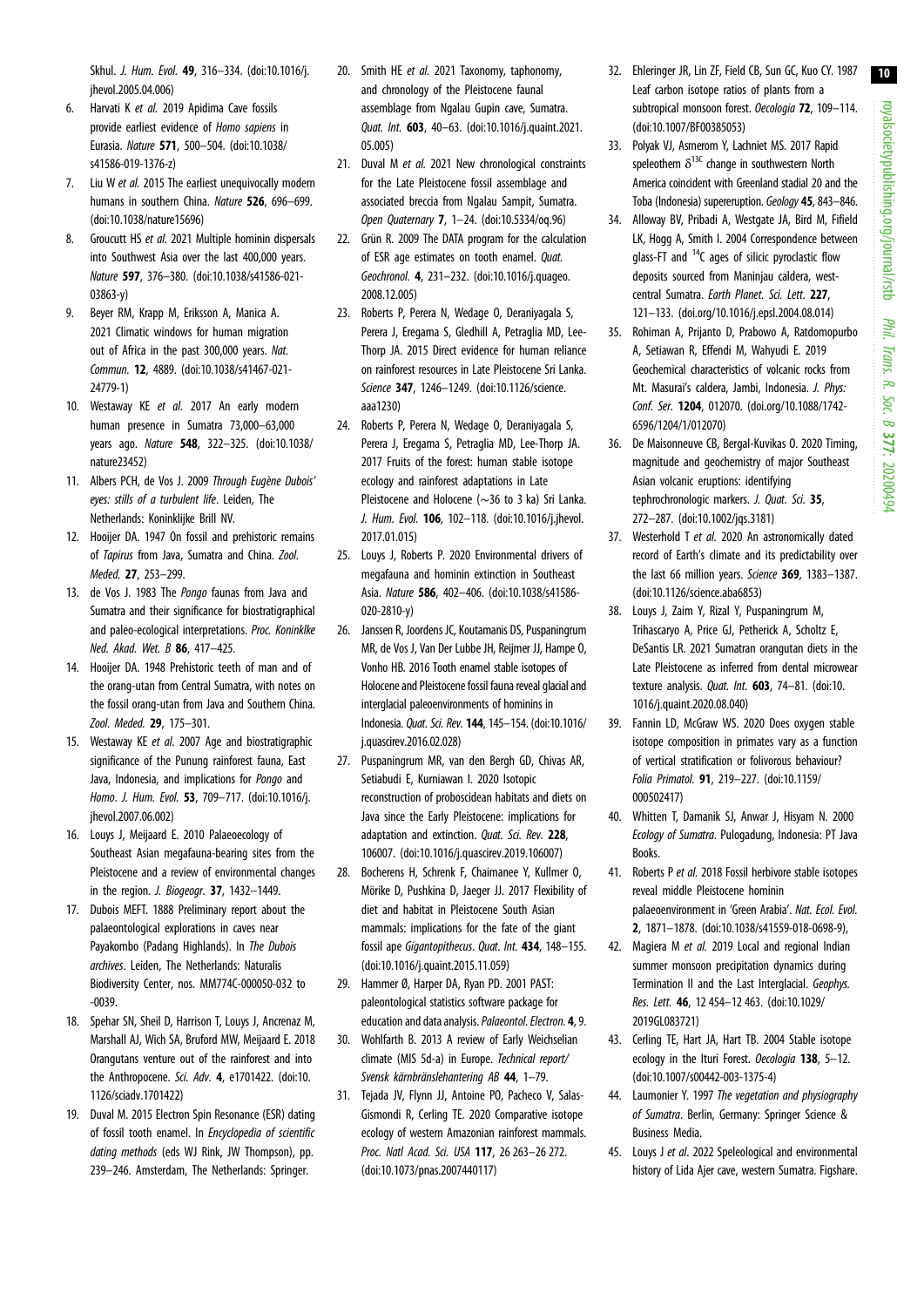Skhul. *J. Hum. Evol.* **49**, 316–334. (doi:10.1016/j.jhevol.2005.04.006)

6. Harvati K *et al.* 2019 Apidima Cave fossils provide earliest evidence of *Homo sapiens* in Eurasia. *Nature* **571**, 500–504. (doi:10.1038/s41586-019-1376-z)
7. Liu W *et al.* 2015 The earliest unequivocally modern humans in southern China. *Nature* **526**, 696–699. (doi:10.1038/nature15696)
8. Groucutt HS *et al.* 2021 Multiple hominin dispersals into Southwest Asia over the last 400,000 years. *Nature* **597**, 376–380. (doi:10.1038/s41586-021-03863-y)
9. Beyer RM, Krapp M, Eriksson A, Manica A. 2021 Climatic windows for human migration out of Africa in the past 300,000 years. *Nat. Commun.* **12**, 4889. (doi:10.1038/s41467-021-24779-1)
10. Westaway KE *et al.* 2017 An early modern human presence in Sumatra 73,000–63,000 years ago. *Nature* **548**, 322–325. (doi:10.1038/nature23452)
11. Albers PCH, de Vos J. 2009 *Through Eugène Dubois' eyes: stills of a turbulent life*. Leiden, The Netherlands: Koninklijke Brill NV.
12. Hooijer DA. 1947 On fossil and prehistoric remains of *Tapirus* from Java, Sumatra and China. *Zool. Meded.* **27**, 253–299.
13. de Vos J. 1983 The *Pongo* faunas from Java and Sumatra and their significance for biostratigraphical and paleo-ecological interpretations. *Proc. Koninklke Ned. Akad. Wet. B* **86**, 417–425.
14. Hooijer DA. 1948 Prehistoric teeth of man and of the orang-utan from Central Sumatra, with notes on the fossil orang-utan from Java and Southern China. *Zool. Meded.* **29**, 175–301.
15. Westaway KE *et al.* 2007 Age and biostratigraphic significance of the Punung rainforest fauna, East Java, Indonesia, and implications for *Pongo* and *Homo*. *J. Hum. Evol.* **53**, 709–717. (doi:10.1016/j.jhevol.2007.06.002)
16. Louys J, Meijaard E. 2010 Palaeoecology of Southeast Asian megafauna-bearing sites from the Pleistocene and a review of environmental changes in the region. *J. Biogeogr.* **37**, 1432–1449.
17. Dubois MEFT. 1888 Preliminary report about the palaeontological explorations in caves near Payakombo (Padang Highlands). In *The Dubois archives*. Leiden, The Netherlands: Naturalis Biodiversity Center, nos. MM774C-000050-032 to -0039.
18. Spehar SN, Sheil D, Harrison T, Louys J, Ancrenaz M, Marshall AJ, Wich SA, Bruford MW, Meijaard E. 2018 Orangutans venture out of the rainforest and into the Anthropocene. *Sci. Adv.* **4**, e1701422. (doi:10.1126/sciadv.1701422)
19. Duval M. 2015 Electron Spin Resonance (ESR) dating of fossil tooth enamel. In *Encyclopedia of scientific dating methods* (eds WJ Rink, JW Thompson), pp. 239–246. Amsterdam, The Netherlands: Springer.
20. Smith HE *et al.* 2021 Taxonomy, taphonomy, and chronology of the Pleistocene faunal assemblage from Ngalau Gupin cave, Sumatra. *Quat. Int.* **603**, 40–63. (doi:10.1016/j.quaint.2021.05.005)
21. Duval M *et al.* 2021 New chronological constraints for the Late Pleistocene fossil assemblage and associated breccia from Ngalau Sampit, Sumatra. *Open Quaternary* **7**, 1–24. (doi:10.5334/oq.96)
22. Grün R. 2009 The DATA program for the calculation of ESR age estimates on tooth enamel. *Quat. Geochronol.* **4**, 231–232. (doi:10.1016/j.quageo.2008.12.005)
23. Roberts P, Perera N, Wedage O, Deraniyagala S, Perera J, Eregama S, Gledhill A, Petraglia MD, Lee-Thorp JA. 2015 Direct evidence for human reliance on rainforest resources in Late Pleistocene Sri Lanka. *Science* **347**, 1246–1249. (doi:10.1126/science.aaa1230)
24. Roberts P, Perera N, Wedage O, Deraniyagala S, Perera J, Eregama S, Petraglia MD, Lee-Thorp JA. 2017 Fruits of the forest: human stable isotope ecology and rainforest adaptations in Late Pleistocene and Holocene (∼36 to 3 ka) Sri Lanka. *J. Hum. Evol.* **106**, 102–118. (doi:10.1016/j.jhevol.2017.01.015)
25. Louys J, Roberts P. 2020 Environmental drivers of megafauna and hominin extinction in Southeast Asia. *Nature* **586**, 402–406. (doi:10.1038/s41586-020-2810-y)
26. Janssen R, Joordens JC, Koutamanis DS, Puspaningrum MR, de Vos J, Van Der Lubbe JH, Reijmer JJ, Hampe O, Vonho HB. 2016 Tooth enamel stable isotopes of Holocene and Pleistocene fossil fauna reveal glacial and interglacial paleoenvironments of hominins in Indonesia. *Quat. Sci. Rev.* **144**, 145–154. (doi:10.1016/j.quascirev.2016.02.028)
27. Puspaningrum MR, van den Bergh GD, Chivas AR, Setiabudi E, Kurniawan I. 2020 Isotopic reconstruction of proboscidean habitats and diets on Java since the Early Pleistocene: implications for adaptation and extinction. *Quat. Sci. Rev.* **228**, 106007. (doi:10.1016/j.quascirev.2019.106007)
28. Bocherens H, Schrenk F, Chaimanee Y, Kullmer O, Mörike D, Pushkina D, Jaeger JJ. 2017 Flexibility of diet and habitat in Pleistocene South Asian mammals: implications for the fate of the giant fossil ape *Gigantopithecus*. *Quat. Int.* **434**, 148–155. (doi:10.1016/j.quaint.2015.11.059)
29. Hammer Ø, Harper DA, Ryan PD. 2001 PAST: paleontological statistics software package for education and data analysis. *Palaeontol. Electron.* **4**, 9.
30. Wohlfarth B. 2013 A review of Early Weichselian climate (MIS 5d-a) in Europe. *Technical report/ Svensk kärnbränslehantering AB* **44**, 1–79.
31. Tejada JV, Flynn JJ, Antoine PO, Pacheco V, Salas-Gismondi R, Cerling TE. 2020 Comparative isotope ecology of western Amazonian rainforest mammals. *Proc. Natl Acad. Sci. USA* **117**, 26 263–26 272. (doi:10.1073/pnas.2007440117)
32. Ehleringer JR, Lin ZF, Field CB, Sun GC, Kuo CY. 1987 Leaf carbon isotope ratios of plants from a subtropical monsoon forest. *Oecologia* **72**, 109–114. (doi:10.1007/BF00385053)
33. Polyak VJ, Asmerom Y, Lachniet MS. 2017 Rapid speleothem $\delta^{13C}$ change in southwestern North America coincident with Greenland stadial 20 and the Toba (Indonesia) supereruption. *Geology* **45**, 843–846.
34. Alloway BV, Pribadi A, Westgate JA, Bird M, Fifield LK, Hogg A, Smith I. 2004 Correspondence between glass-FT and $^{14}$C ages of silicic pyroclastic flow deposits sourced from Maninjau caldera, west-central Sumatra. *Earth Planet. Sci. Lett.* **227**, 121–133. (doi.org/10.1016/j.epsl.2004.08.014)
35. Rohiman A, Prijanto D, Prabowo A, Ratdomopurbo A, Setiawan R, Effendi M, Wahyudi E. 2019 Geochemical characteristics of volcanic rocks from Mt. Masurai's caldera, Jambi, Indonesia. *J. Phys: Conf. Ser.* **1204**, 012070. (doi.org/10.1088/1742-6596/1204/1/012070)
36. De Maisonneuve CB, Bergal-Kuvikas O. 2020 Timing, magnitude and geochemistry of major Southeast Asian volcanic eruptions: identifying tephrochronologic markers. *J. Quat. Sci.* **35**, 272–287. (doi:10.1002/jqs.3181)
37. Westerhold T *et al.* 2020 An astronomically dated record of Earth's climate and its predictability over the last 66 million years. *Science* **369**, 1383–1387. (doi:10.1126/science.aba6853)
38. Louys J, Zaim Y, Rizal Y, Puspaningrum M, Trihascaryo A, Price GJ, Petherick A, Scholtz E, DeSantis LR. 2021 Sumatran orangutan diets in the Late Pleistocene as inferred from dental microwear texture analysis. *Quat. Int.* **603**, 74–81. (doi:10.1016/j.quaint.2020.08.040)
39. Fannin LD, McGraw WS. 2020 Does oxygen stable isotope composition in primates vary as a function of vertical stratification or folivorous behaviour? *Folia Primatol.* **91**, 219–227. (doi:10.1159/000502417)
40. Whitten T, Damanik SJ, Anwar J, Hisyam N. 2000 *Ecology of Sumatra*. Pulogadung, Indonesia: PT Java Books.
41. Roberts P *et al.* 2018 Fossil herbivore stable isotopes reveal middle Pleistocene hominin palaeoenvironment in 'Green Arabia'. *Nat. Ecol. Evol.* **2**, 1871–1878. (doi:10.1038/s41559-018-0698-9),
42. Magiera M *et al.* 2019 Local and regional Indian summer monsoon precipitation dynamics during Termination II and the Last Interglacial. *Geophys. Res. Lett.* **46**, 12 454–12 463. (doi:10.1029/2019GL083721)
43. Cerling TE, Hart JA, Hart TB. 2004 Stable isotope ecology in the Ituri Forest. *Oecologia* **138**, 5–12. (doi:10.1007/s00442-003-1375-4)
44. Laumonier Y. 1997 *The vegetation and physiography of Sumatra*. Berlin, Germany: Springer Science & Business Media.
45. Louys J *et al.* 2022 Speleological and environmental history of Lida Ajer cave, western Sumatra. Figshare.